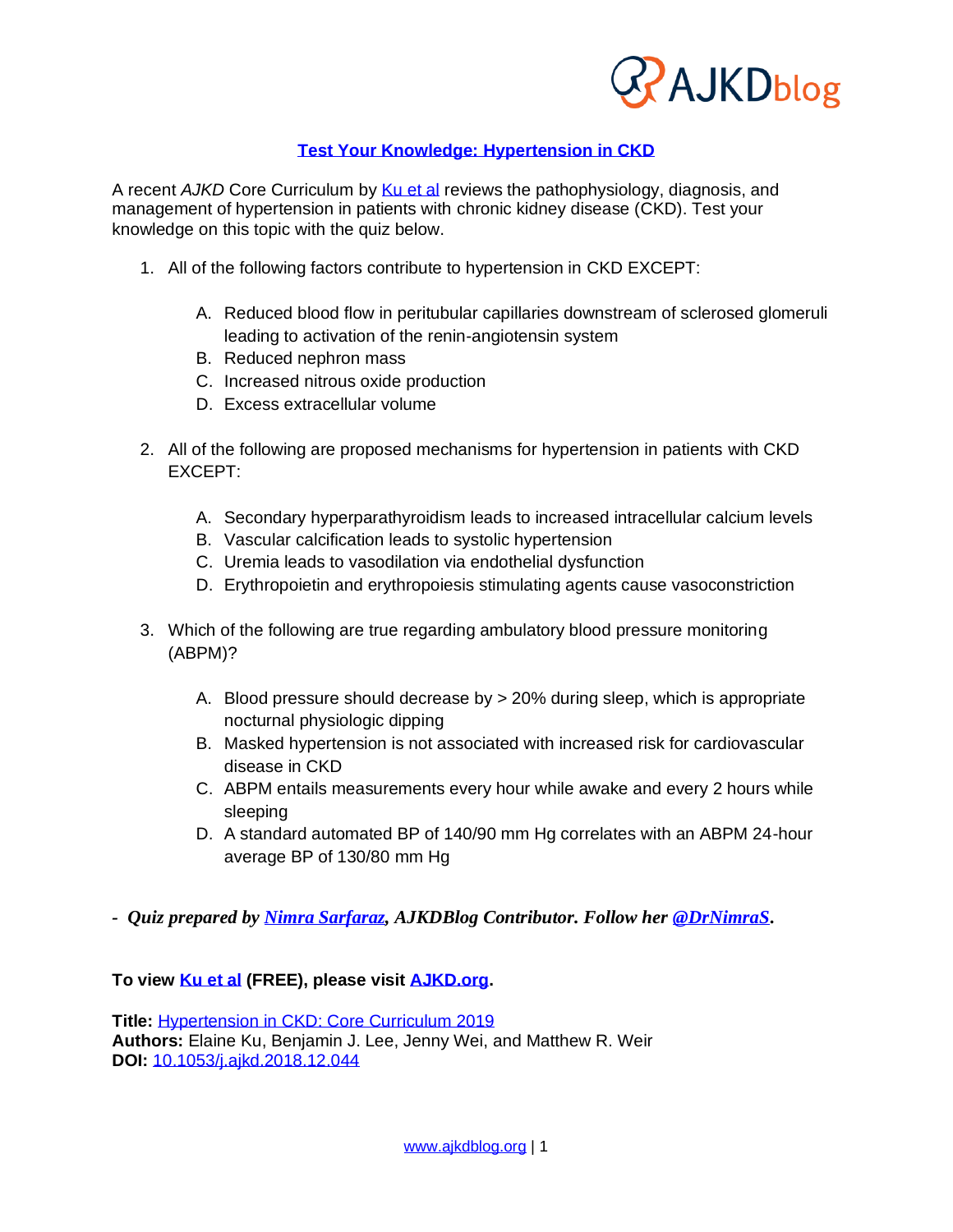## Test Your Knowledge: Hypertension in CKD

A recent *AJKD* Core Curriculum by Ku et al reviews the pathophysiology, diagnosis, and management of hypertension in patients with chronic kidney disease (CKD). Test your knowledge on this topic with the quiz below.

1. All of the following factors contribute to hypertension in CKD EXCEPT:

    A. Reduced blood flow in peritubular capillaries downstream of sclerosed glomeruli leading to activation of the renin-angiotensin system
    B. Reduced nephron mass
    C. Increased nitrous oxide production
    D. Excess extracellular volume

2. All of the following are proposed mechanisms for hypertension in patients with CKD EXCEPT:

    A. Secondary hyperparathyroidism leads to increased intracellular calcium levels
    B. Vascular calcification leads to systolic hypertension
    C. Uremia leads to vasodilation via endothelial dysfunction
    D. Erythropoietin and erythropoiesis stimulating agents cause vasoconstriction

3. Which of the following are true regarding ambulatory blood pressure monitoring (ABPM)?

    A. Blood pressure should decrease by > 20% during sleep, which is appropriate nocturnal physiologic dipping
    B. Masked hypertension is not associated with increased risk for cardiovascular disease in CKD
    C. ABPM entails measurements every hour while awake and every 2 hours while sleeping
    D. A standard automated BP of 140/90 mm Hg correlates with an ABPM 24-hour average BP of 130/80 mm Hg

- ***Quiz prepared by Nimra Sarfaraz, AJKDBlog Contributor. Follow her @DrNimraS.***

**To view Ku et al (FREE), please visit AJKD.org.**

**Title:** Hypertension in CKD: Core Curriculum 2019
**Authors:** Elaine Ku, Benjamin J. Lee, Jenny Wei, and Matthew R. Weir
**DOI:** 10.1053/j.ajkd.2018.12.044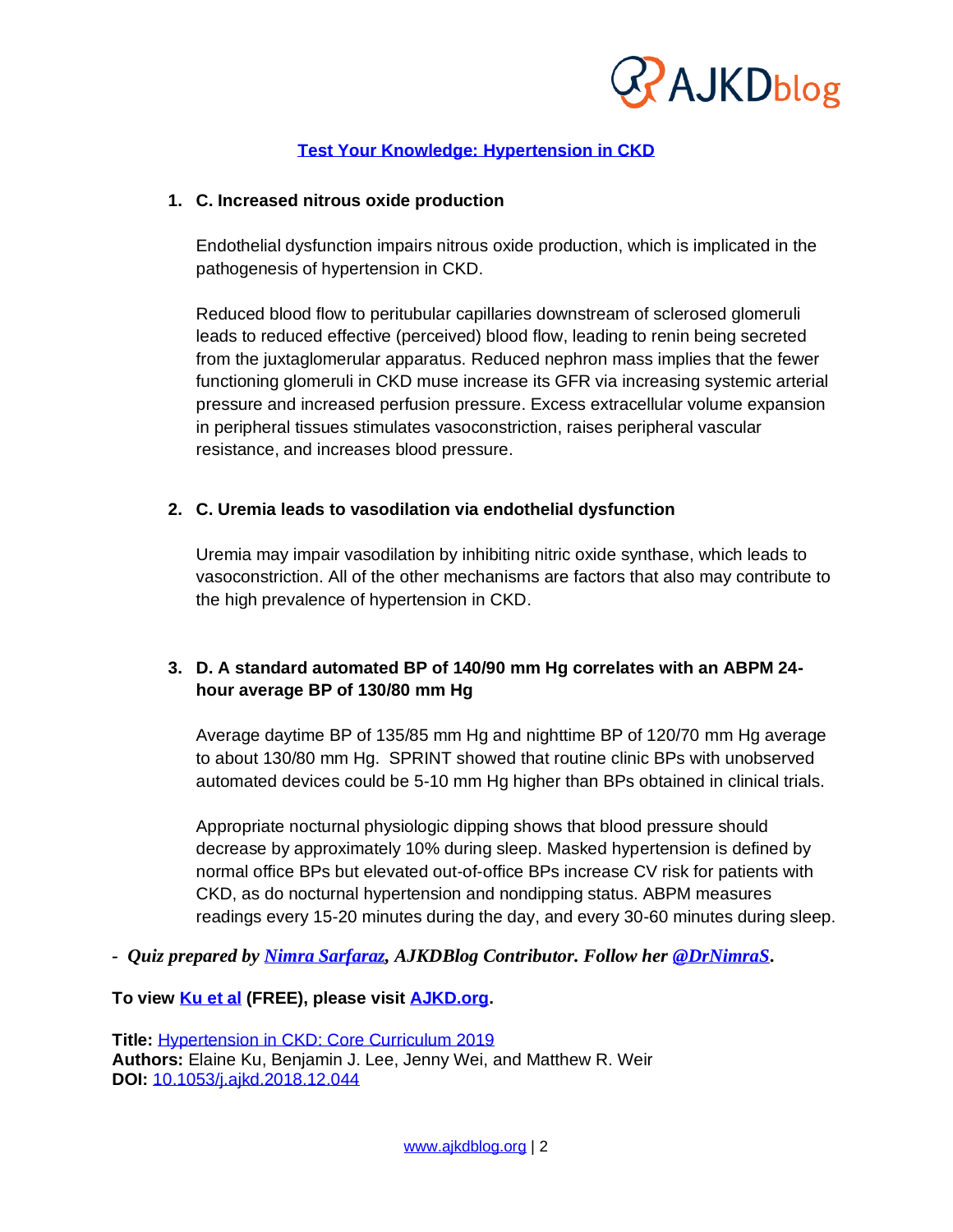## Test Your Knowledge: Hypertension in CKD

1. **C. Increased nitrous oxide production**

   Endothelial dysfunction impairs nitrous oxide production, which is implicated in the pathogenesis of hypertension in CKD.

   Reduced blood flow to peritubular capillaries downstream of sclerosed glomeruli leads to reduced effective (perceived) blood flow, leading to renin being secreted from the juxtaglomerular apparatus. Reduced nephron mass implies that the fewer functioning glomeruli in CKD muse increase its GFR via increasing systemic arterial pressure and increased perfusion pressure. Excess extracellular volume expansion in peripheral tissues stimulates vasoconstriction, raises peripheral vascular resistance, and increases blood pressure.

2. **C. Uremia leads to vasodilation via endothelial dysfunction**

   Uremia may impair vasodilation by inhibiting nitric oxide synthase, which leads to vasoconstriction. All of the other mechanisms are factors that also may contribute to the high prevalence of hypertension in CKD.

3. **D. A standard automated BP of 140/90 mm Hg correlates with an ABPM 24-hour average BP of 130/80 mm Hg**

   Average daytime BP of 135/85 mm Hg and nighttime BP of 120/70 mm Hg average to about 130/80 mm Hg. SPRINT showed that routine clinic BPs with unobserved automated devices could be 5-10 mm Hg higher than BPs obtained in clinical trials.

   Appropriate nocturnal physiologic dipping shows that blood pressure should decrease by approximately 10% during sleep. Masked hypertension is defined by normal office BPs but elevated out-of-office BPs increase CV risk for patients with CKD, as do nocturnal hypertension and nondipping status. ABPM measures readings every 15-20 minutes during the day, and every 30-60 minutes during sleep.

- ***Quiz prepared by Nimra Sarfaraz, AJKDBlog Contributor. Follow her @DrNimraS.***

**To view Ku et al (FREE), please visit AJKD.org.**

**Title:** Hypertension in CKD: Core Curriculum 2019
**Authors:** Elaine Ku, Benjamin J. Lee, Jenny Wei, and Matthew R. Weir
**DOI:** 10.1053/j.ajkd.2018.12.044